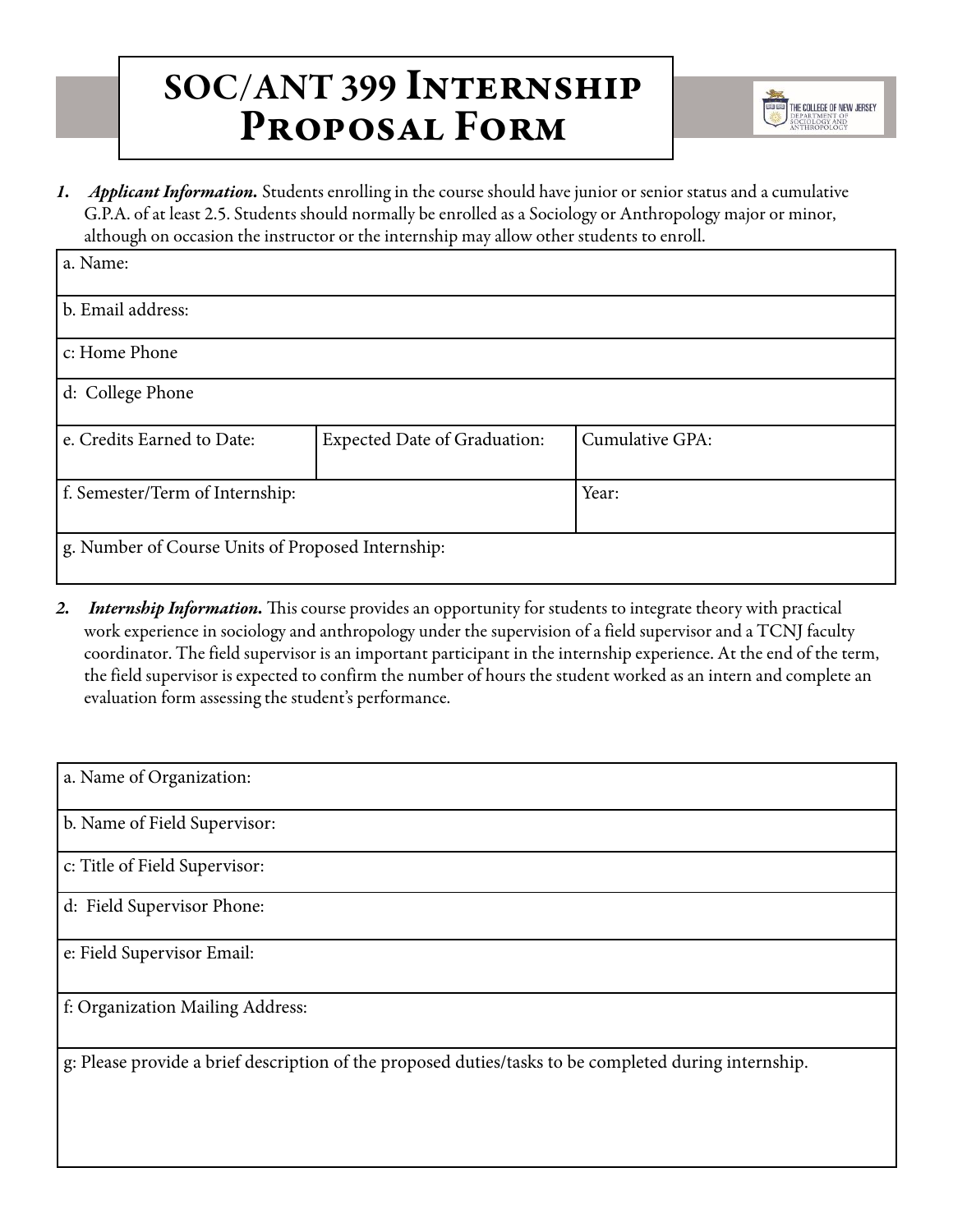# SOC/ANT 399 Internship Proposal Form

THE COLLEGE OF NEW JERSEY
DEPARTMENT OF SOCIOLOGY AND ANTHROPOLOGY

1. ***Applicant Information.*** Students enrolling in the course should have junior or senior status and a cumulative G.P.A. of at least 2.5. Students should normally be enrolled as a Sociology or Anthropology major or minor, although on occasion the instructor or the internship may allow other students to enroll.

| a. Name: | | |
|---|---|---|
| b. Email address: | | |
| c: Home Phone | | |
| d: College Phone | | |
| e. Credits Earned to Date: | Expected Date of Graduation: | Cumulative GPA: |
| f. Semester/Term of Internship: | | Year: |
| g. Number of Course Units of Proposed Internship: | | |

2. ***Internship Information.*** This course provides an opportunity for students to integrate theory with practical work experience in sociology and anthropology under the supervision of a field supervisor and a TCNJ faculty coordinator. The field supervisor is an important participant in the internship experience. At the end of the term, the field supervisor is expected to confirm the number of hours the student worked as an intern and complete an evaluation form assessing the student's performance.

| a. Name of Organization: |
|---|
| b. Name of Field Supervisor: |
| c: Title of Field Supervisor: |
| d: Field Supervisor Phone: |
| e: Field Supervisor Email: |
| f: Organization Mailing Address: |
| g: Please provide a brief description of the proposed duties/tasks to be completed during internship. |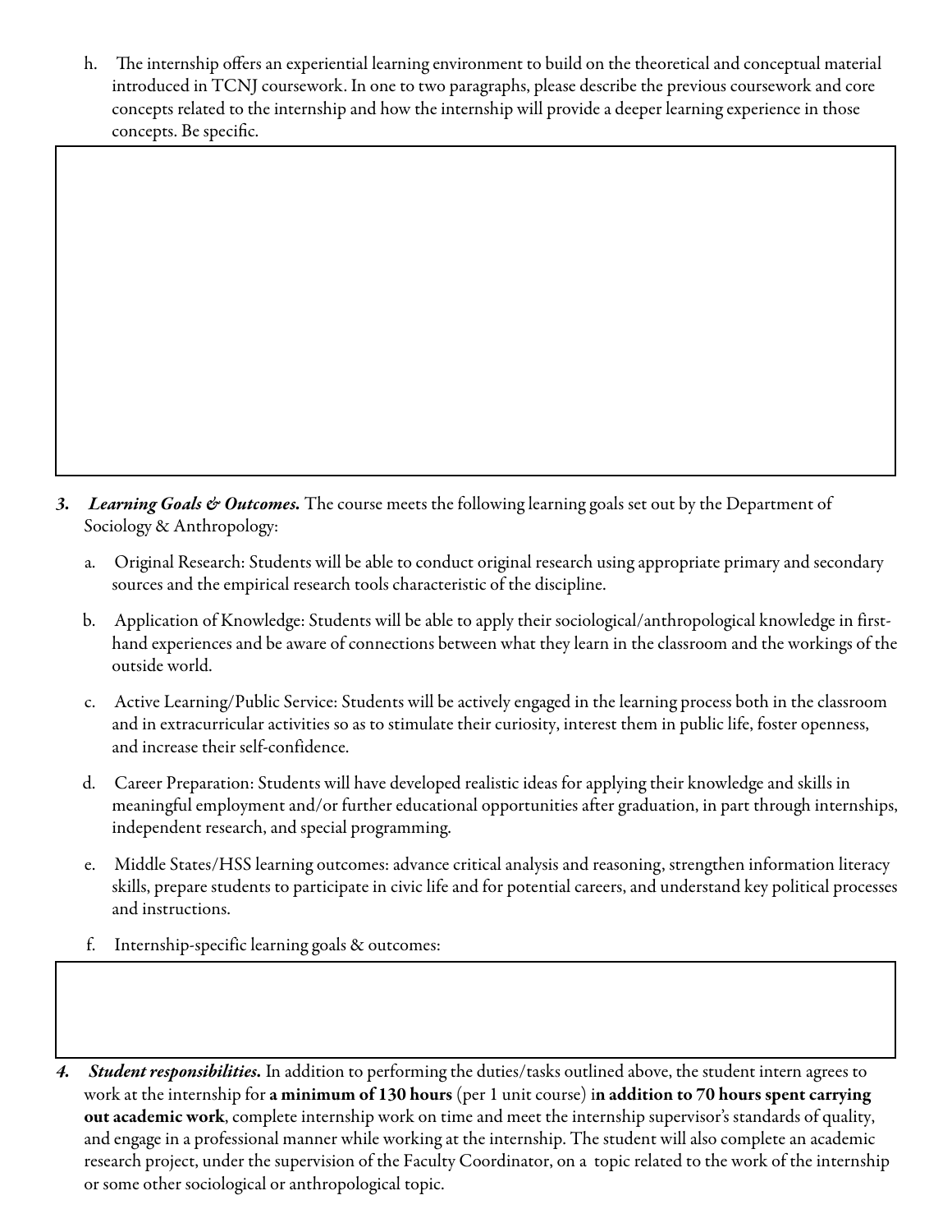h. The internship offers an experiential learning environment to build on the theoretical and conceptual material introduced in TCNJ coursework. In one to two paragraphs, please describe the previous coursework and core concepts related to the internship and how the internship will provide a deeper learning experience in those concepts. Be specific.

3. ***Learning Goals & Outcomes.*** The course meets the following learning goals set out by the Department of Sociology & Anthropology:

   a. Original Research: Students will be able to conduct original research using appropriate primary and secondary sources and the empirical research tools characteristic of the discipline.

   b. Application of Knowledge: Students will be able to apply their sociological/anthropological knowledge in first-hand experiences and be aware of connections between what they learn in the classroom and the workings of the outside world.

   c. Active Learning/Public Service: Students will be actively engaged in the learning process both in the classroom and in extracurricular activities so as to stimulate their curiosity, interest them in public life, foster openness, and increase their self-confidence.

   d. Career Preparation: Students will have developed realistic ideas for applying their knowledge and skills in meaningful employment and/or further educational opportunities after graduation, in part through internships, independent research, and special programming.

   e. Middle States/HSS learning outcomes: advance critical analysis and reasoning, strengthen information literacy skills, prepare students to participate in civic life and for potential careers, and understand key political processes and instructions.

   f. Internship-specific learning goals & outcomes:

4. ***Student responsibilities.*** In addition to performing the duties/tasks outlined above, the student intern agrees to work at the internship for **a minimum of 130 hours** (per 1 unit course) i**n addition to 70 hours spent carrying out academic work**, complete internship work on time and meet the internship supervisor's standards of quality, and engage in a professional manner while working at the internship. The student will also complete an academic research project, under the supervision of the Faculty Coordinator, on a topic related to the work of the internship or some other sociological or anthropological topic.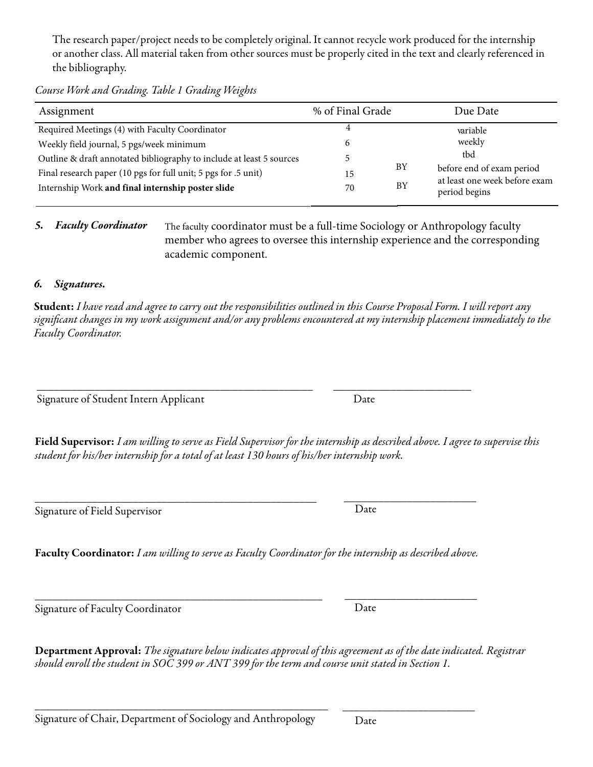The research paper/project needs to be completely original. It cannot recycle work produced for the internship or another class. All material taken from other sources must be properly cited in the text and clearly referenced in the bibliography.

*Course Work and Grading. Table 1 Grading Weights*

| Assignment | % of Final Grade | | Due Date |
|---|---|---|---|
| Required Meetings (4) with Faculty Coordinator | 4 | | variable |
| Weekly field journal, 5 pgs/week minimum | 6 | | weekly |
| Outline & draft annotated bibliography to include at least 5 sources | 5 | | tbd |
| Final research paper (10 pgs for full unit; 5 pgs for .5 unit) | 15 | BY | before end of exam period |
| Internship Work **and final internship poster slide** | 70 | BY | at least one week before exam period begins |

**5. *Faculty Coordinator*** The faculty coordinator must be a full-time Sociology or Anthropology faculty member who agrees to oversee this internship experience and the corresponding academic component.

**6. *Signatures.***

**Student:** *I have read and agree to carry out the responsibilities outlined in this Course Proposal Form. I will report any significant changes in my work assignment and/or any problems encountered at my internship placement immediately to the Faculty Coordinator.*

\_\_\_\_\_\_\_\_\_\_\_\_\_\_\_\_\_\_\_\_\_\_\_\_\_\_\_\_\_\_\_\_\_\_\_\_\_\_\_\_ \_\_\_\_\_\_\_\_\_\_\_\_\_\_\_\_\_\_\_\_

Signature of Student Intern Applicant Date

**Field Supervisor:** *I am willing to serve as Field Supervisor for the internship as described above. I agree to supervise this student for his/her internship for a total of at least 130 hours of his/her internship work.*

\_\_\_\_\_\_\_\_\_\_\_\_\_\_\_\_\_\_\_\_\_\_\_\_\_\_\_\_\_\_\_\_\_\_\_\_\_\_\_\_ \_\_\_\_\_\_\_\_\_\_\_\_\_\_\_\_\_\_\_\_

Signature of Field Supervisor Date

**Faculty Coordinator:** *I am willing to serve as Faculty Coordinator for the internship as described above.*

\_\_\_\_\_\_\_\_\_\_\_\_\_\_\_\_\_\_\_\_\_\_\_\_\_\_\_\_\_\_\_\_\_\_\_\_\_\_\_\_ \_\_\_\_\_\_\_\_\_\_\_\_\_\_\_\_\_\_\_\_

Signature of Faculty Coordinator Date

**Department Approval:** *The signature below indicates approval of this agreement as of the date indicated. Registrar should enroll the student in SOC 399 or ANT 399 for the term and course unit stated in Section 1.*

\_\_\_\_\_\_\_\_\_\_\_\_\_\_\_\_\_\_\_\_\_\_\_\_\_\_\_\_\_\_\_\_\_\_\_\_\_\_\_\_ \_\_\_\_\_\_\_\_\_\_\_\_\_\_\_\_\_\_\_\_

Signature of Chair, Department of Sociology and Anthropology Date